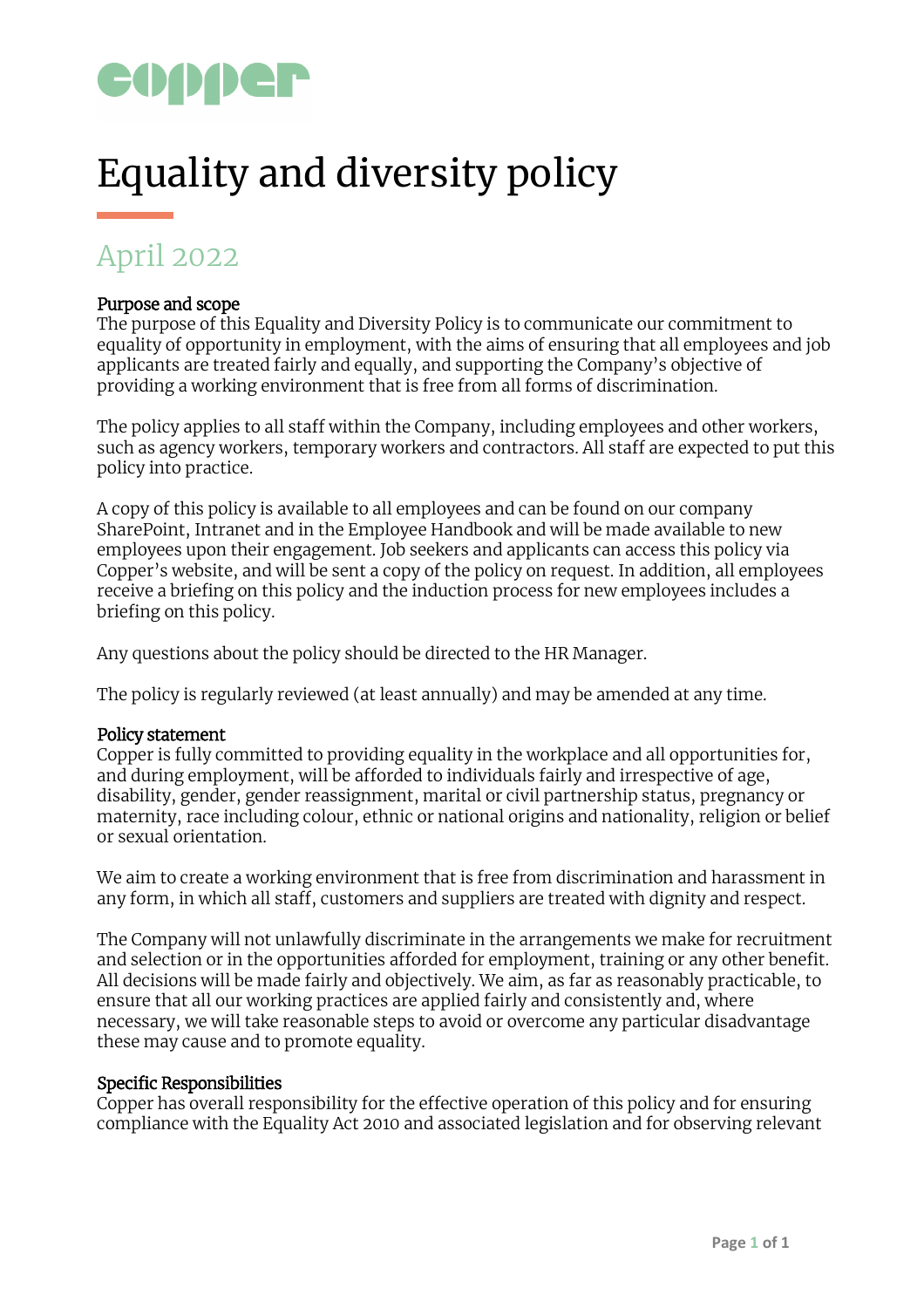# Equality and diversity policy

## April 2022

### Purpose and scope

The purpose of this Equality and Diversity Policy is to communicate our commitment to equality of opportunity in employment, with the aims of ensuring that all employees and job applicants are treated fairly and equally, and supporting the Company's objective of providing a working environment that is free from all forms of discrimination.

The policy applies to all staff within the Company, including employees and other workers, such as agency workers, temporary workers and contractors. All staff are expected to put this policy into practice.

A copy of this policy is available to all employees and can be found on our company SharePoint, Intranet and in the Employee Handbook and will be made available to new employees upon their engagement. Job seekers and applicants can access this policy via Copper's website, and will be sent a copy of the policy on request. In addition, all employees receive a briefing on this policy and the induction process for new employees includes a briefing on this policy.

Any questions about the policy should be directed to the HR Manager.

The policy is regularly reviewed (at least annually) and may be amended at any time.

### Policy statement

Copper is fully committed to providing equality in the workplace and all opportunities for, and during employment, will be afforded to individuals fairly and irrespective of age, disability, gender, gender reassignment, marital or civil partnership status, pregnancy or maternity, race including colour, ethnic or national origins and nationality, religion or belief or sexual orientation.

We aim to create a working environment that is free from discrimination and harassment in any form, in which all staff, customers and suppliers are treated with dignity and respect.

The Company will not unlawfully discriminate in the arrangements we make for recruitment and selection or in the opportunities afforded for employment, training or any other benefit. All decisions will be made fairly and objectively. We aim, as far as reasonably practicable, to ensure that all our working practices are applied fairly and consistently and, where necessary, we will take reasonable steps to avoid or overcome any particular disadvantage these may cause and to promote equality.

### Specific Responsibilities

Copper has overall responsibility for the effective operation of this policy and for ensuring compliance with the Equality Act 2010 and associated legislation and for observing relevant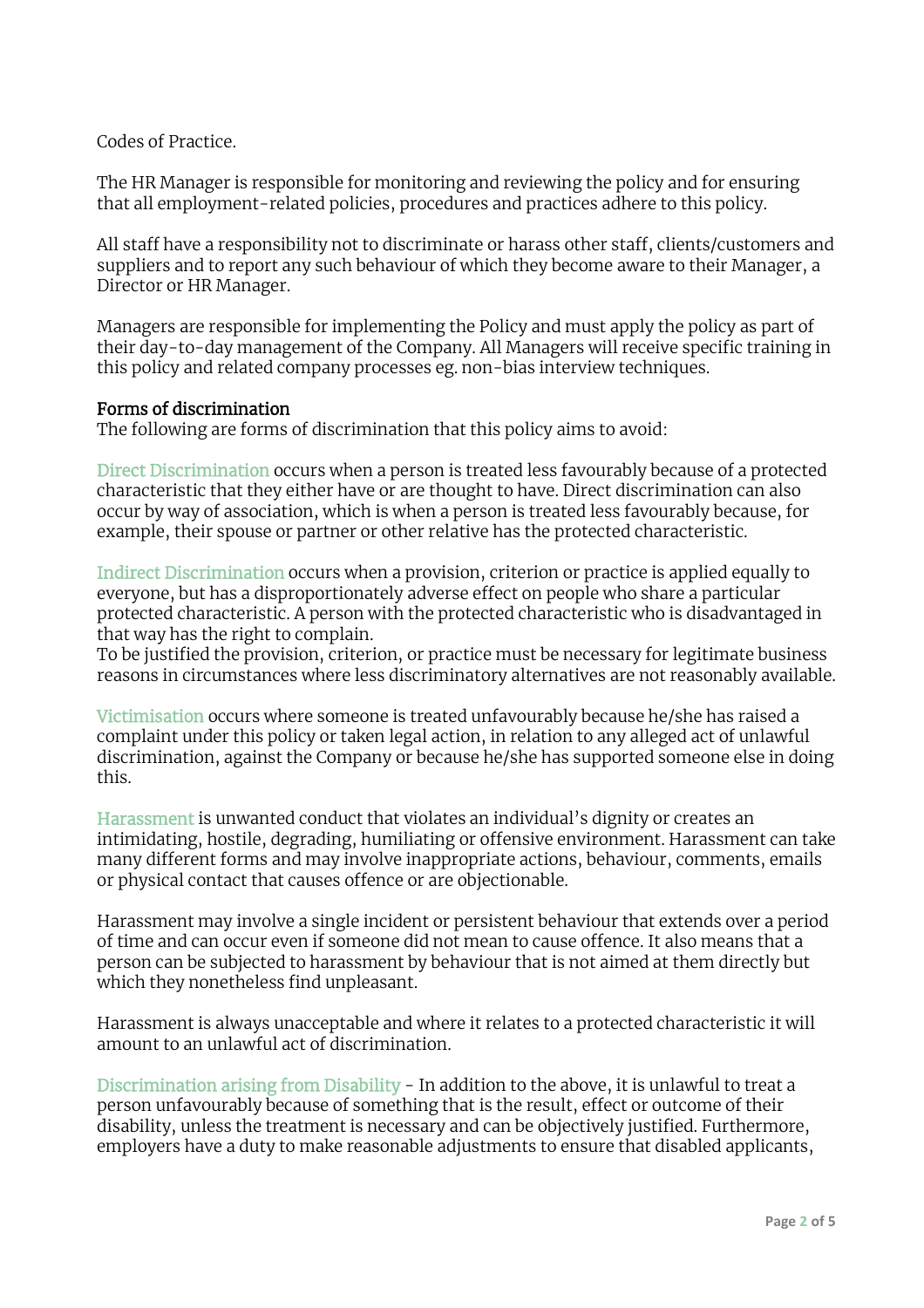Codes of Practice.

The HR Manager is responsible for monitoring and reviewing the policy and for ensuring that all employment-related policies, procedures and practices adhere to this policy.

All staff have a responsibility not to discriminate or harass other staff, clients/customers and suppliers and to report any such behaviour of which they become aware to their Manager, a Director or HR Manager.

Managers are responsible for implementing the Policy and must apply the policy as part of their day-to-day management of the Company. All Managers will receive specific training in this policy and related company processes eg. non-bias interview techniques.

**Forms of discrimination**

The following are forms of discrimination that this policy aims to avoid:

Direct Discrimination occurs when a person is treated less favourably because of a protected characteristic that they either have or are thought to have. Direct discrimination can also occur by way of association, which is when a person is treated less favourably because, for example, their spouse or partner or other relative has the protected characteristic.

Indirect Discrimination occurs when a provision, criterion or practice is applied equally to everyone, but has a disproportionately adverse effect on people who share a particular protected characteristic. A person with the protected characteristic who is disadvantaged in that way has the right to complain.
To be justified the provision, criterion, or practice must be necessary for legitimate business reasons in circumstances where less discriminatory alternatives are not reasonably available.

Victimisation occurs where someone is treated unfavourably because he/she has raised a complaint under this policy or taken legal action, in relation to any alleged act of unlawful discrimination, against the Company or because he/she has supported someone else in doing this.

Harassment is unwanted conduct that violates an individual's dignity or creates an intimidating, hostile, degrading, humiliating or offensive environment. Harassment can take many different forms and may involve inappropriate actions, behaviour, comments, emails or physical contact that causes offence or are objectionable.

Harassment may involve a single incident or persistent behaviour that extends over a period of time and can occur even if someone did not mean to cause offence. It also means that a person can be subjected to harassment by behaviour that is not aimed at them directly but which they nonetheless find unpleasant.

Harassment is always unacceptable and where it relates to a protected characteristic it will amount to an unlawful act of discrimination.

Discrimination arising from Disability - In addition to the above, it is unlawful to treat a person unfavourably because of something that is the result, effect or outcome of their disability, unless the treatment is necessary and can be objectively justified. Furthermore, employers have a duty to make reasonable adjustments to ensure that disabled applicants,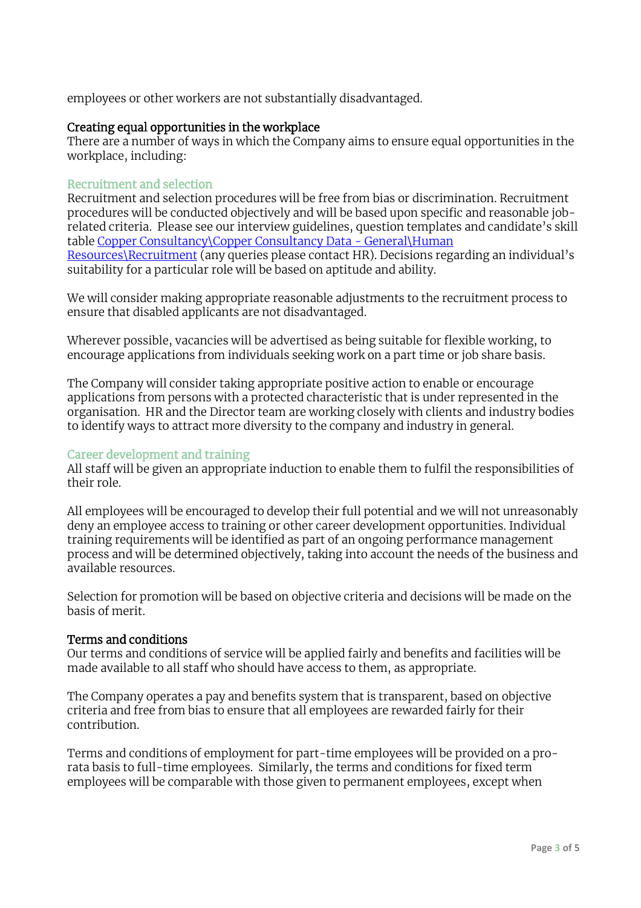employees or other workers are not substantially disadvantaged.

## Creating equal opportunities in the workplace

There are a number of ways in which the Company aims to ensure equal opportunities in the workplace, including:

### Recruitment and selection

Recruitment and selection procedures will be free from bias or discrimination. Recruitment procedures will be conducted objectively and will be based upon specific and reasonable job-related criteria. Please see our interview guidelines, question templates and candidate's skill table Copper Consultancy\Copper Consultancy Data - General\Human Resources\Recruitment (any queries please contact HR). Decisions regarding an individual's suitability for a particular role will be based on aptitude and ability.

We will consider making appropriate reasonable adjustments to the recruitment process to ensure that disabled applicants are not disadvantaged.

Wherever possible, vacancies will be advertised as being suitable for flexible working, to encourage applications from individuals seeking work on a part time or job share basis.

The Company will consider taking appropriate positive action to enable or encourage applications from persons with a protected characteristic that is under represented in the organisation. HR and the Director team are working closely with clients and industry bodies to identify ways to attract more diversity to the company and industry in general.

### Career development and training

All staff will be given an appropriate induction to enable them to fulfil the responsibilities of their role.

All employees will be encouraged to develop their full potential and we will not unreasonably deny an employee access to training or other career development opportunities. Individual training requirements will be identified as part of an ongoing performance management process and will be determined objectively, taking into account the needs of the business and available resources.

Selection for promotion will be based on objective criteria and decisions will be made on the basis of merit.

## Terms and conditions

Our terms and conditions of service will be applied fairly and benefits and facilities will be made available to all staff who should have access to them, as appropriate.

The Company operates a pay and benefits system that is transparent, based on objective criteria and free from bias to ensure that all employees are rewarded fairly for their contribution.

Terms and conditions of employment for part-time employees will be provided on a pro-rata basis to full-time employees. Similarly, the terms and conditions for fixed term employees will be comparable with those given to permanent employees, except when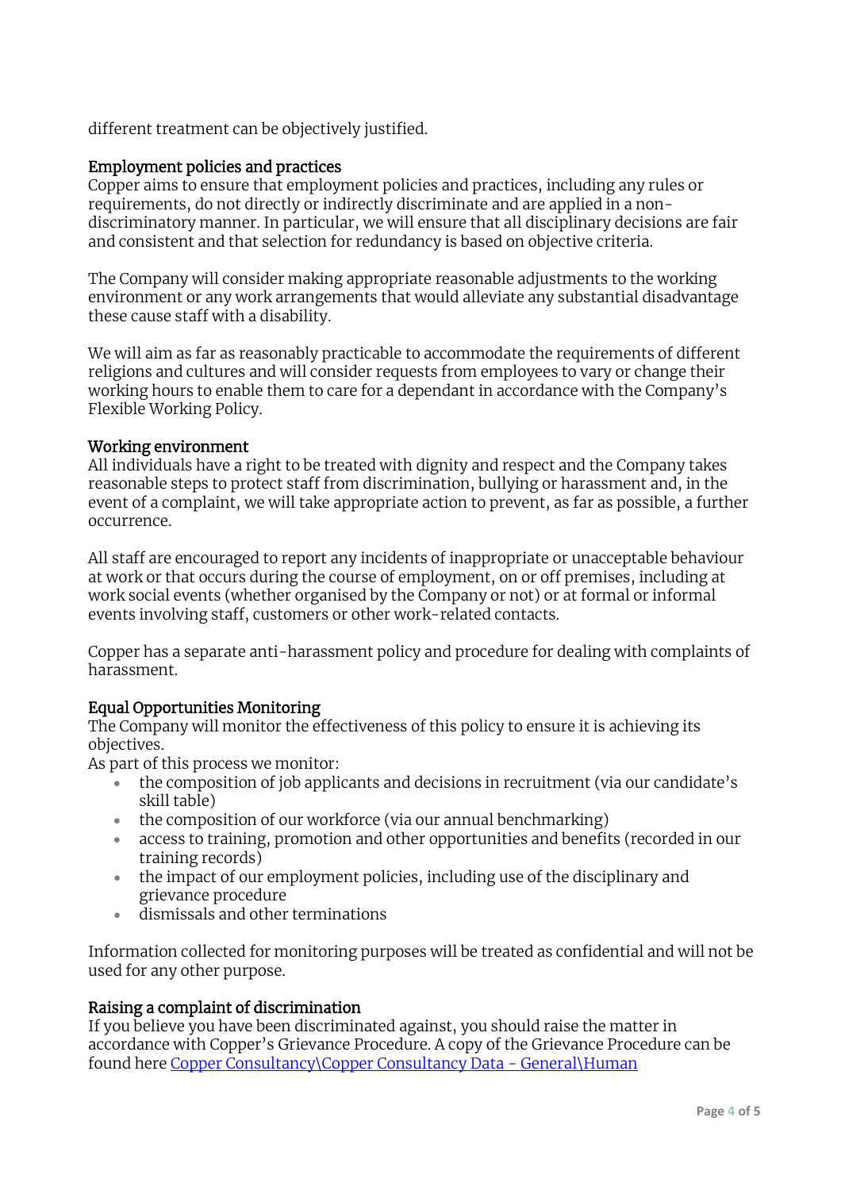different treatment can be objectively justified.

### Employment policies and practices

Copper aims to ensure that employment policies and practices, including any rules or requirements, do not directly or indirectly discriminate and are applied in a non-discriminatory manner. In particular, we will ensure that all disciplinary decisions are fair and consistent and that selection for redundancy is based on objective criteria.

The Company will consider making appropriate reasonable adjustments to the working environment or any work arrangements that would alleviate any substantial disadvantage these cause staff with a disability.

We will aim as far as reasonably practicable to accommodate the requirements of different religions and cultures and will consider requests from employees to vary or change their working hours to enable them to care for a dependant in accordance with the Company's Flexible Working Policy.

### Working environment

All individuals have a right to be treated with dignity and respect and the Company takes reasonable steps to protect staff from discrimination, bullying or harassment and, in the event of a complaint, we will take appropriate action to prevent, as far as possible, a further occurrence.

All staff are encouraged to report any incidents of inappropriate or unacceptable behaviour at work or that occurs during the course of employment, on or off premises, including at work social events (whether organised by the Company or not) or at formal or informal events involving staff, customers or other work-related contacts.

Copper has a separate anti-harassment policy and procedure for dealing with complaints of harassment.

### Equal Opportunities Monitoring

The Company will monitor the effectiveness of this policy to ensure it is achieving its objectives.
As part of this process we monitor:

- the composition of job applicants and decisions in recruitment (via our candidate's skill table)
- the composition of our workforce (via our annual benchmarking)
- access to training, promotion and other opportunities and benefits (recorded in our training records)
- the impact of our employment policies, including use of the disciplinary and grievance procedure
- dismissals and other terminations

Information collected for monitoring purposes will be treated as confidential and will not be used for any other purpose.

### Raising a complaint of discrimination

If you believe you have been discriminated against, you should raise the matter in accordance with Copper's Grievance Procedure. A copy of the Grievance Procedure can be found here Copper Consultancy\Copper Consultancy Data - General\Human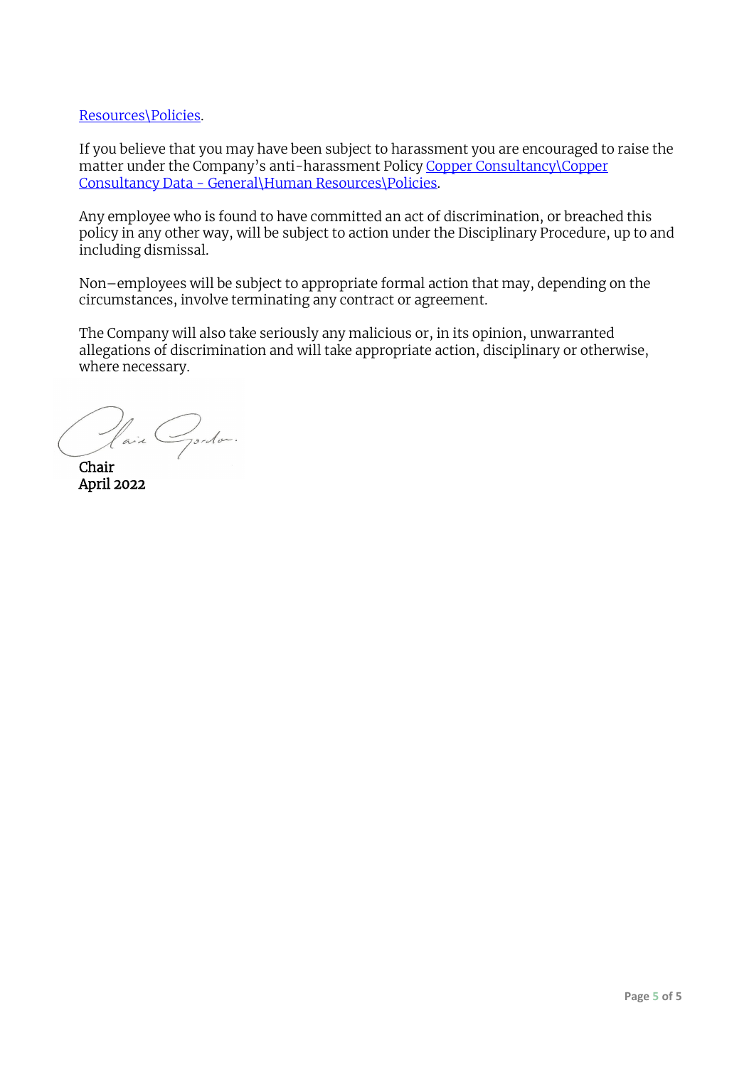Resources\Policies.

If you believe that you may have been subject to harassment you are encouraged to raise the matter under the Company's anti-harassment Policy Copper Consultancy\Copper Consultancy Data - General\Human Resources\Policies.

Any employee who is found to have committed an act of discrimination, or breached this policy in any other way, will be subject to action under the Disciplinary Procedure, up to and including dismissal.

Non–employees will be subject to appropriate formal action that may, depending on the circumstances, involve terminating any contract or agreement.

The Company will also take seriously any malicious or, in its opinion, unwarranted allegations of discrimination and will take appropriate action, disciplinary or otherwise, where necessary.

Chair
April 2022